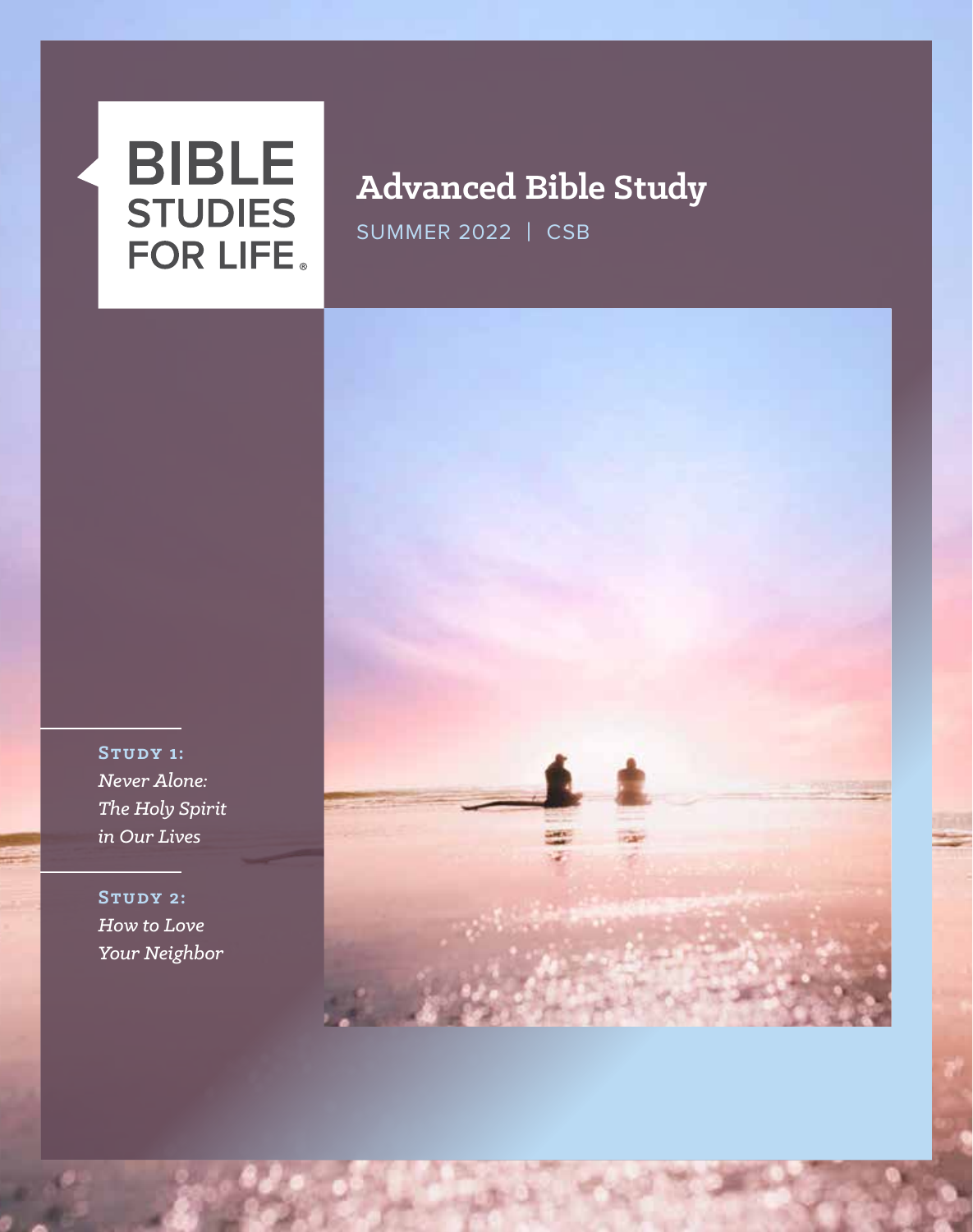# BIBLE STUDIES FOR LIFE®

## Advanced Bible Study

SUMMER 2022 | CSB

**STUDY 1:**
*Never Alone: The Holy Spirit in Our Lives*

**STUDY 2:**
*How to Love Your Neighbor*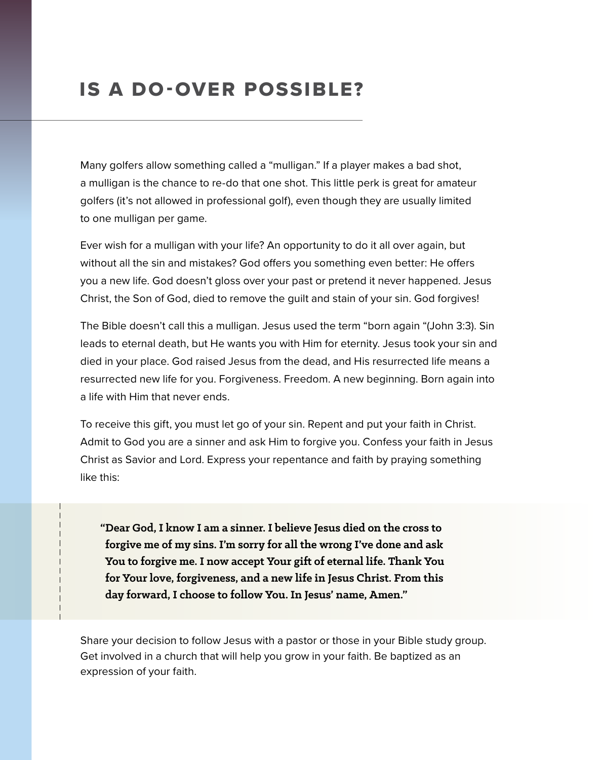# IS A DO-OVER POSSIBLE?

Many golfers allow something called a "mulligan." If a player makes a bad shot, a mulligan is the chance to re-do that one shot. This little perk is great for amateur golfers (it's not allowed in professional golf), even though they are usually limited to one mulligan per game.

Ever wish for a mulligan with your life? An opportunity to do it all over again, but without all the sin and mistakes? God offers you something even better: He offers you a new life. God doesn't gloss over your past or pretend it never happened. Jesus Christ, the Son of God, died to remove the guilt and stain of your sin. God forgives!

The Bible doesn't call this a mulligan. Jesus used the term "born again "(John 3:3). Sin leads to eternal death, but He wants you with Him for eternity. Jesus took your sin and died in your place. God raised Jesus from the dead, and His resurrected life means a resurrected new life for you. Forgiveness. Freedom. A new beginning. Born again into a life with Him that never ends.

To receive this gift, you must let go of your sin. Repent and put your faith in Christ. Admit to God you are a sinner and ask Him to forgive you. Confess your faith in Jesus Christ as Savior and Lord. Express your repentance and faith by praying something like this:

> **"Dear God, I know I am a sinner. I believe Jesus died on the cross to forgive me of my sins. I'm sorry for all the wrong I've done and ask You to forgive me. I now accept Your gift of eternal life. Thank You for Your love, forgiveness, and a new life in Jesus Christ. From this day forward, I choose to follow You. In Jesus' name, Amen."**

Share your decision to follow Jesus with a pastor or those in your Bible study group. Get involved in a church that will help you grow in your faith. Be baptized as an expression of your faith.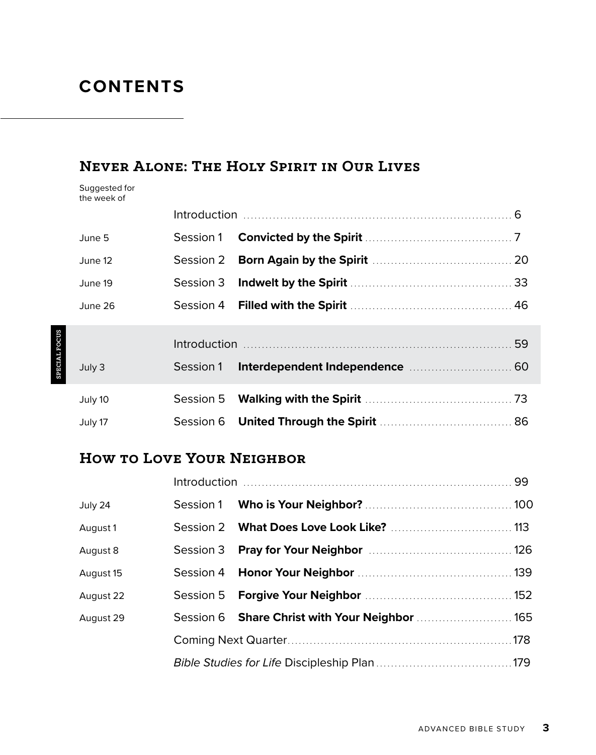# CONTENTS

## Never Alone: The Holy Spirit in Our Lives

| Suggested for the week of | | | |
|---|---|---|---|
| | Introduction | | 6 |
| June 5 | Session 1 | **Convicted by the Spirit** | 7 |
| June 12 | Session 2 | **Born Again by the Spirit** | 20 |
| June 19 | Session 3 | **Indwelt by the Spirit** | 33 |
| June 26 | Session 4 | **Filled with the Spirit** | 46 |

SPECIAL FOCUS

| | | | |
|---|---|---|---|
| | Introduction | | 59 |
| July 3 | Session 1 | **Interdependent Independence** | 60 |

| | | | |
|---|---|---|---|
| July 10 | Session 5 | **Walking with the Spirit** | 73 |
| July 17 | Session 6 | **United Through the Spirit** | 86 |

## How to Love Your Neighbor

| | | | |
|---|---|---|---|
| | Introduction | | 99 |
| July 24 | Session 1 | **Who is Your Neighbor?** | 100 |
| August 1 | Session 2 | **What Does Love Look Like?** | 113 |
| August 8 | Session 3 | **Pray for Your Neighbor** | 126 |
| August 15 | Session 4 | **Honor Your Neighbor** | 139 |
| August 22 | Session 5 | **Forgive Your Neighbor** | 152 |
| August 29 | Session 6 | **Share Christ with Your Neighbor** | 165 |
| | Coming Next Quarter | | 178 |
| | *Bible Studies for Life* Discipleship Plan | | 179 |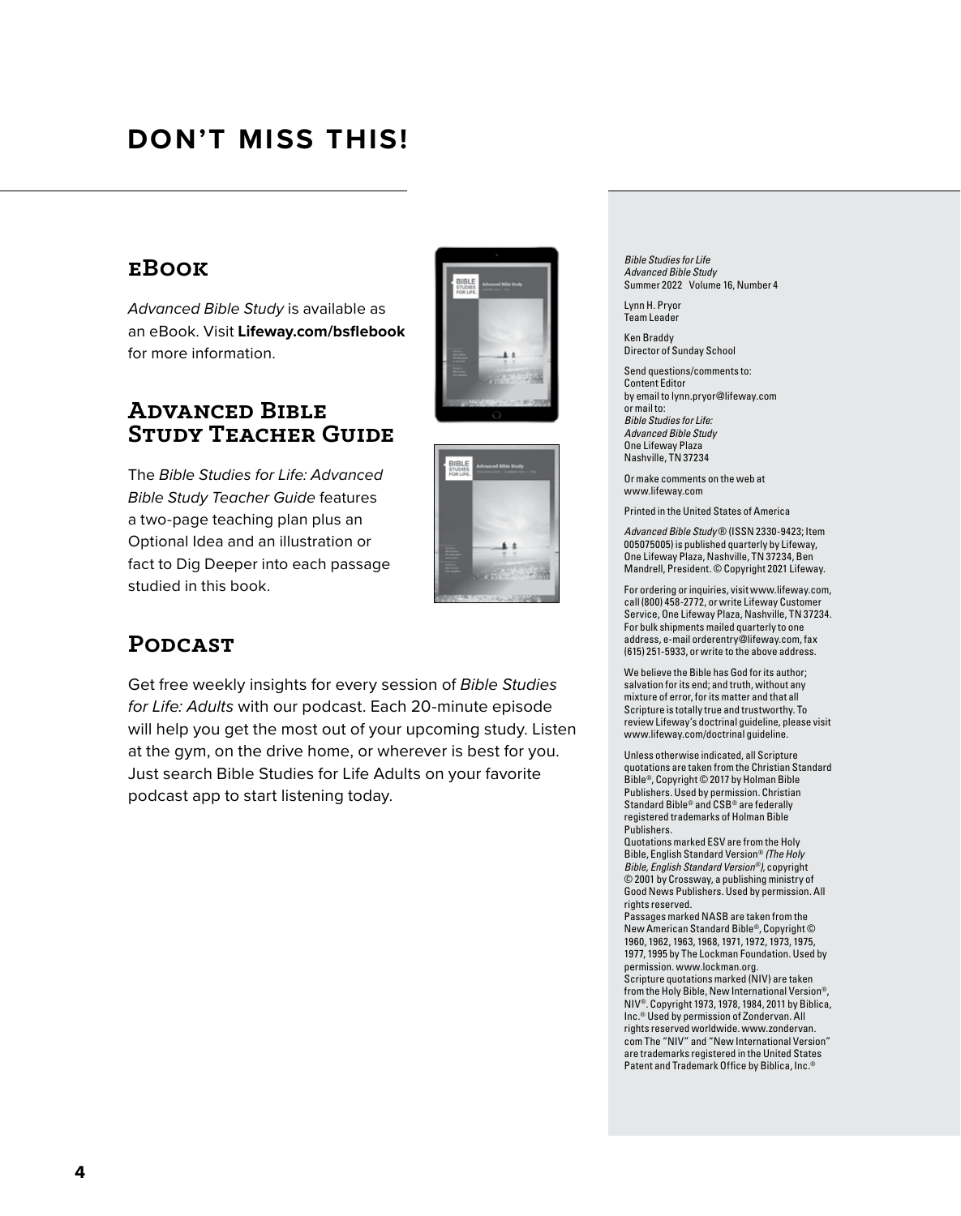# DON'T MISS THIS!

## eBook

*Advanced Bible Study* is available as an eBook. Visit **Lifeway.com/bsflebook** for more information.

## Advanced Bible Study Teacher Guide

The *Bible Studies for Life: Advanced Bible Study Teacher Guide* features a two-page teaching plan plus an Optional Idea and an illustration or fact to Dig Deeper into each passage studied in this book.

## Podcast

Get free weekly insights for every session of *Bible Studies for Life: Adults* with our podcast. Each 20-minute episode will help you get the most out of your upcoming study. Listen at the gym, on the drive home, or wherever is best for you. Just search Bible Studies for Life Adults on your favorite podcast app to start listening today.

---

*Bible Studies for Life*
*Advanced Bible Study*
Summer 2022 Volume 16, Number 4

Lynn H. Pryor
Team Leader

Ken Braddy
Director of Sunday School

Send questions/comments to:
Content Editor
by email to lynn.pryor@lifeway.com
or mail to:
*Bible Studies for Life:*
*Advanced Bible Study*
One Lifeway Plaza
Nashville, TN 37234

Or make comments on the web at www.lifeway.com

Printed in the United States of America

*Advanced Bible Study*® (ISSN 2330-9423; Item 005075005) is published quarterly by Lifeway, One Lifeway Plaza, Nashville, TN 37234, Ben Mandrell, President. © Copyright 2021 Lifeway.

For ordering or inquiries, visit www.lifeway.com, call (800) 458-2772, or write Lifeway Customer Service, One Lifeway Plaza, Nashville, TN 37234. For bulk shipments mailed quarterly to one address, e-mail orderentry@lifeway.com, fax (615) 251-5933, or write to the above address.

We believe the Bible has God for its author; salvation for its end; and truth, without any mixture of error, for its matter and that all Scripture is totally true and trustworthy. To review Lifeway's doctrinal guideline, please visit www.lifeway.com/doctrinalguideline.

Unless otherwise indicated, all Scripture quotations are taken from the Christian Standard Bible®, Copyright © 2017 by Holman Bible Publishers. Used by permission. Christian Standard Bible® and CSB® are federally registered trademarks of Holman Bible Publishers.
Quotations marked ESV are from the Holy Bible, English Standard Version® *(The Holy Bible, English Standard Version®)*, copyright © 2001 by Crossway, a publishing ministry of Good News Publishers. Used by permission. All rights reserved.
Passages marked NASB are taken from the New American Standard Bible®, Copyright © 1960, 1962, 1963, 1968, 1971, 1972, 1973, 1975, 1977, 1995 by The Lockman Foundation. Used by permission. www.lockman.org.
Scripture quotations marked (NIV) are taken from the Holy Bible, New International Version®, NIV®. Copyright 1973, 1978, 1984, 2011 by Biblica, Inc.® Used by permission of Zondervan. All rights reserved worldwide. www.zondervan.com The "NIV" and "New International Version" are trademarks registered in the United States Patent and Trademark Office by Biblica, Inc.®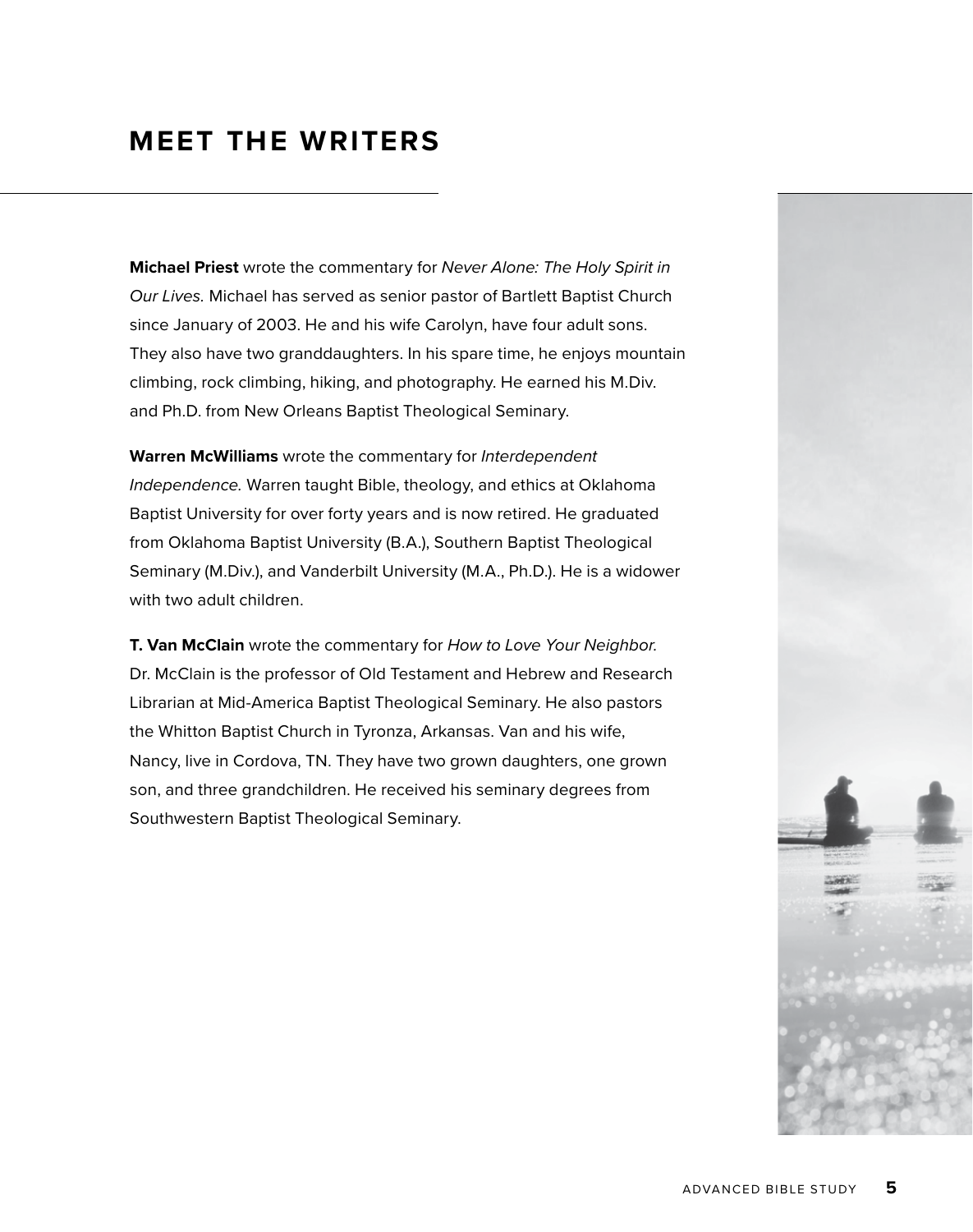# MEET THE WRITERS

**Michael Priest** wrote the commentary for *Never Alone: The Holy Spirit in Our Lives.* Michael has served as senior pastor of Bartlett Baptist Church since January of 2003. He and his wife Carolyn, have four adult sons. They also have two granddaughters. In his spare time, he enjoys mountain climbing, rock climbing, hiking, and photography. He earned his M.Div. and Ph.D. from New Orleans Baptist Theological Seminary.

**Warren McWilliams** wrote the commentary for *Interdependent Independence.* Warren taught Bible, theology, and ethics at Oklahoma Baptist University for over forty years and is now retired. He graduated from Oklahoma Baptist University (B.A.), Southern Baptist Theological Seminary (M.Div.), and Vanderbilt University (M.A., Ph.D.). He is a widower with two adult children.

**T. Van McClain** wrote the commentary for *How to Love Your Neighbor.* Dr. McClain is the professor of Old Testament and Hebrew and Research Librarian at Mid-America Baptist Theological Seminary. He also pastors the Whitton Baptist Church in Tyronza, Arkansas. Van and his wife, Nancy, live in Cordova, TN. They have two grown daughters, one grown son, and three grandchildren. He received his seminary degrees from Southwestern Baptist Theological Seminary.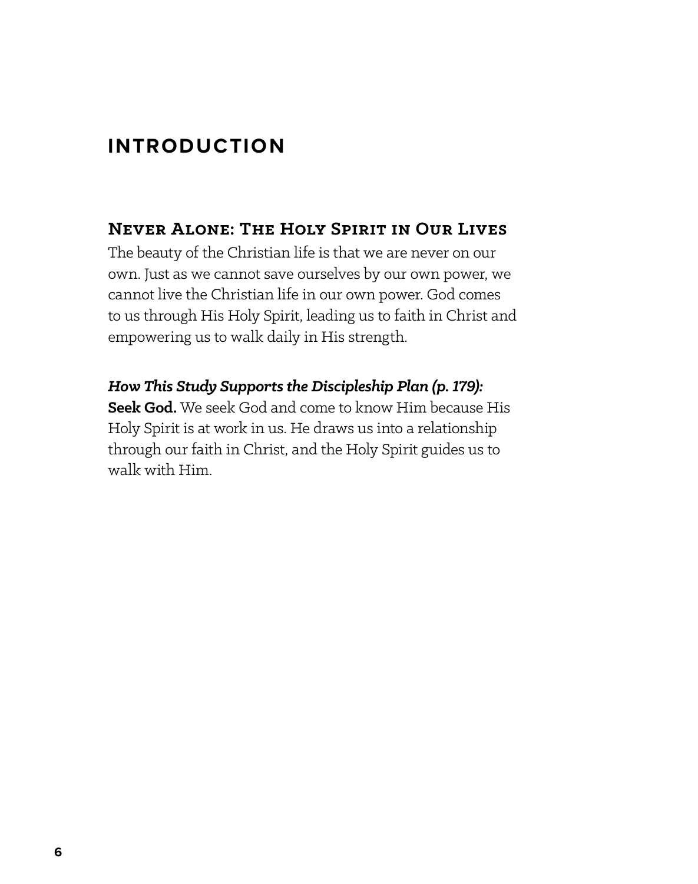# INTRODUCTION

## Never Alone: The Holy Spirit in Our Lives

The beauty of the Christian life is that we are never on our own. Just as we cannot save ourselves by our own power, we cannot live the Christian life in our own power. God comes to us through His Holy Spirit, leading us to faith in Christ and empowering us to walk daily in His strength.

***How This Study Supports the Discipleship Plan (p. 179):***
**Seek God.** We seek God and come to know Him because His Holy Spirit is at work in us. He draws us into a relationship through our faith in Christ, and the Holy Spirit guides us to walk with Him.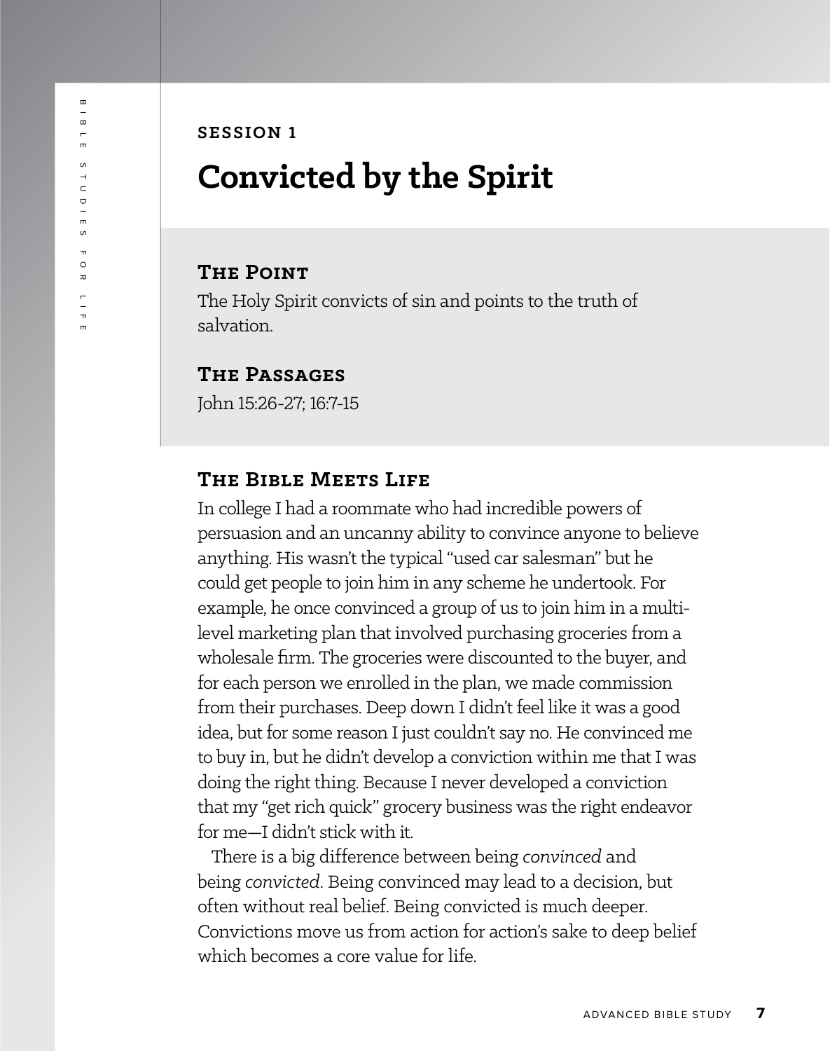SESSION 1

# Convicted by the Spirit

## The Point

The Holy Spirit convicts of sin and points to the truth of salvation.

## The Passages

John 15:26-27; 16:7-15

## The Bible Meets Life

In college I had a roommate who had incredible powers of persuasion and an uncanny ability to convince anyone to believe anything. His wasn't the typical "used car salesman" but he could get people to join him in any scheme he undertook. For example, he once convinced a group of us to join him in a multi-level marketing plan that involved purchasing groceries from a wholesale firm. The groceries were discounted to the buyer, and for each person we enrolled in the plan, we made commission from their purchases. Deep down I didn't feel like it was a good idea, but for some reason I just couldn't say no. He convinced me to buy in, but he didn't develop a conviction within me that I was doing the right thing. Because I never developed a conviction that my "get rich quick" grocery business was the right endeavor for me—I didn't stick with it.

There is a big difference between being *convinced* and being *convicted*. Being convinced may lead to a decision, but often without real belief. Being convicted is much deeper. Convictions move us from action for action's sake to deep belief which becomes a core value for life.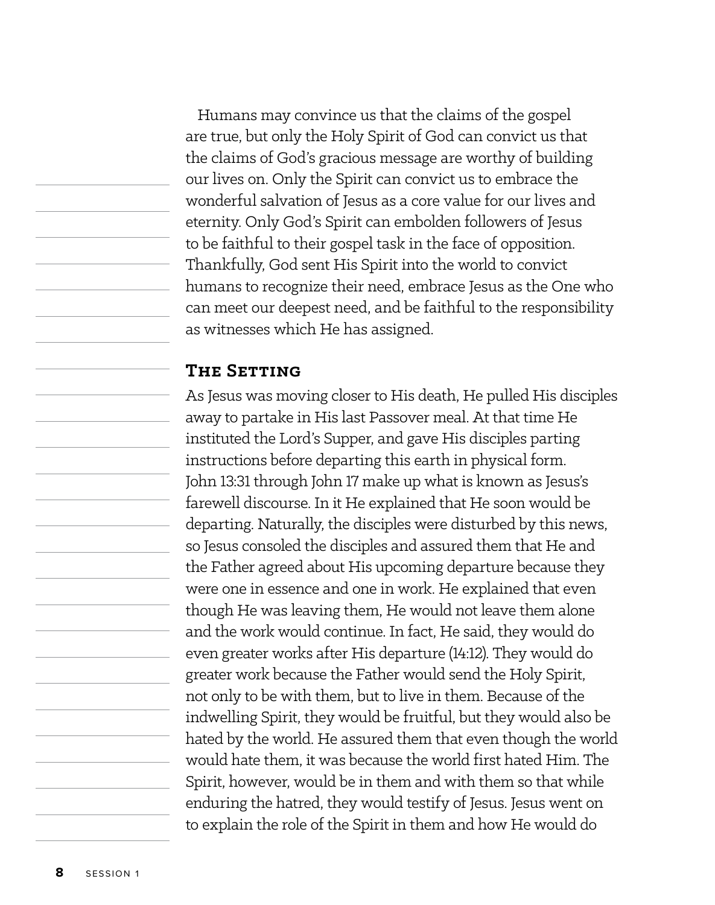Humans may convince us that the claims of the gospel are true, but only the Holy Spirit of God can convict us that the claims of God's gracious message are worthy of building our lives on. Only the Spirit can convict us to embrace the wonderful salvation of Jesus as a core value for our lives and eternity. Only God's Spirit can embolden followers of Jesus to be faithful to their gospel task in the face of opposition. Thankfully, God sent His Spirit into the world to convict humans to recognize their need, embrace Jesus as the One who can meet our deepest need, and be faithful to the responsibility as witnesses which He has assigned.

## The Setting

As Jesus was moving closer to His death, He pulled His disciples away to partake in His last Passover meal. At that time He instituted the Lord's Supper, and gave His disciples parting instructions before departing this earth in physical form. John 13:31 through John 17 make up what is known as Jesus's farewell discourse. In it He explained that He soon would be departing. Naturally, the disciples were disturbed by this news, so Jesus consoled the disciples and assured them that He and the Father agreed about His upcoming departure because they were one in essence and one in work. He explained that even though He was leaving them, He would not leave them alone and the work would continue. In fact, He said, they would do even greater works after His departure (14:12). They would do greater work because the Father would send the Holy Spirit, not only to be with them, but to live in them. Because of the indwelling Spirit, they would be fruitful, but they would also be hated by the world. He assured them that even though the world would hate them, it was because the world first hated Him. The Spirit, however, would be in them and with them so that while enduring the hatred, they would testify of Jesus. Jesus went on to explain the role of the Spirit in them and how He would do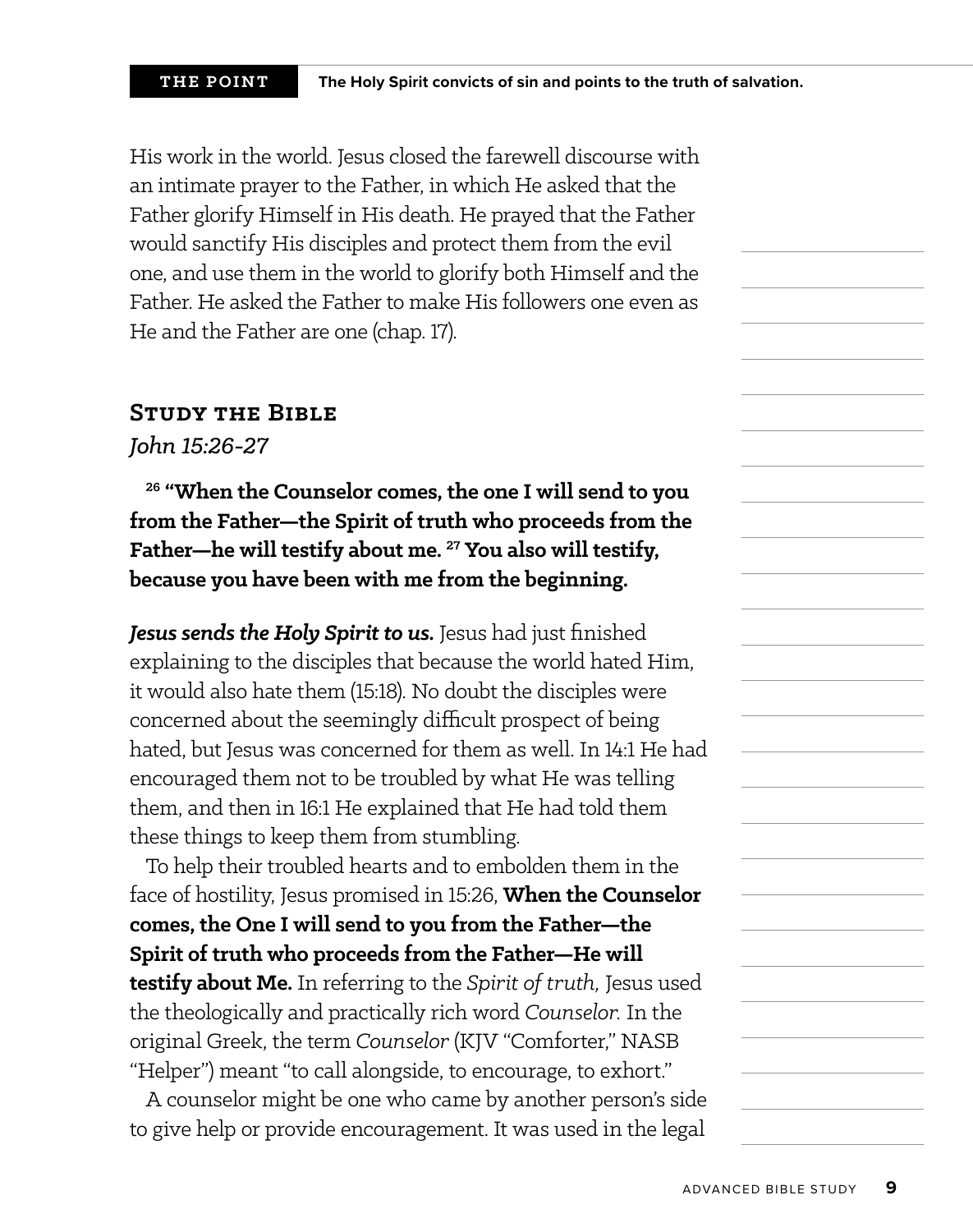His work in the world. Jesus closed the farewell discourse with an intimate prayer to the Father, in which He asked that the Father glorify Himself in His death. He prayed that the Father would sanctify His disciples and protect them from the evil one, and use them in the world to glorify both Himself and the Father. He asked the Father to make His followers one even as He and the Father are one (chap. 17).

## Study the Bible

*John 15:26-27*

**[26] "When the Counselor comes, the one I will send to you from the Father—the Spirit of truth who proceeds from the Father—he will testify about me. [27] You also will testify, because you have been with me from the beginning.**

***Jesus sends the Holy Spirit to us.*** Jesus had just finished explaining to the disciples that because the world hated Him, it would also hate them (15:18). No doubt the disciples were concerned about the seemingly difficult prospect of being hated, but Jesus was concerned for them as well. In 14:1 He had encouraged them not to be troubled by what He was telling them, and then in 16:1 He explained that He had told them these things to keep them from stumbling.

To help their troubled hearts and to embolden them in the face of hostility, Jesus promised in 15:26, **When the Counselor comes, the One I will send to you from the Father—the Spirit of truth who proceeds from the Father—He will testify about Me.** In referring to the *Spirit of truth,* Jesus used the theologically and practically rich word *Counselor.* In the original Greek, the term *Counselor* (KJV "Comforter," NASB "Helper") meant "to call alongside, to encourage, to exhort."

A counselor might be one who came by another person's side to give help or provide encouragement. It was used in the legal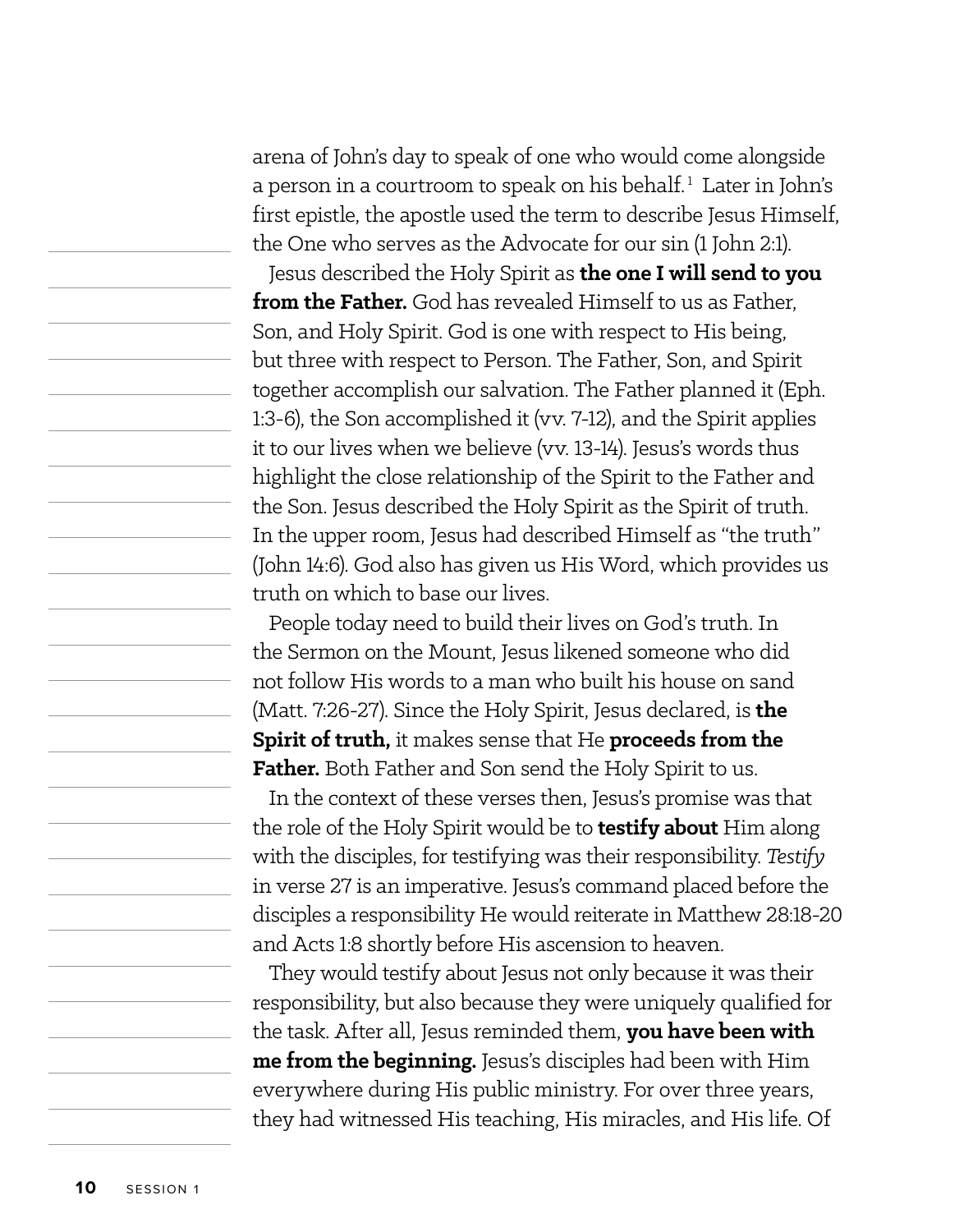arena of John's day to speak of one who would come alongside a person in a courtroom to speak on his behalf.[1] Later in John's first epistle, the apostle used the term to describe Jesus Himself, the One who serves as the Advocate for our sin (1 John 2:1).

Jesus described the Holy Spirit as **the one I will send to you from the Father.** God has revealed Himself to us as Father, Son, and Holy Spirit. God is one with respect to His being, but three with respect to Person. The Father, Son, and Spirit together accomplish our salvation. The Father planned it (Eph. 1:3-6), the Son accomplished it (vv. 7-12), and the Spirit applies it to our lives when we believe (vv. 13-14). Jesus's words thus highlight the close relationship of the Spirit to the Father and the Son. Jesus described the Holy Spirit as the Spirit of truth. In the upper room, Jesus had described Himself as "the truth" (John 14:6). God also has given us His Word, which provides us truth on which to base our lives.

People today need to build their lives on God's truth. In the Sermon on the Mount, Jesus likened someone who did not follow His words to a man who built his house on sand (Matt. 7:26-27). Since the Holy Spirit, Jesus declared, is **the Spirit of truth,** it makes sense that He **proceeds from the Father.** Both Father and Son send the Holy Spirit to us.

In the context of these verses then, Jesus's promise was that the role of the Holy Spirit would be to **testify about** Him along with the disciples, for testifying was their responsibility. *Testify* in verse 27 is an imperative. Jesus's command placed before the disciples a responsibility He would reiterate in Matthew 28:18-20 and Acts 1:8 shortly before His ascension to heaven.

They would testify about Jesus not only because it was their responsibility, but also because they were uniquely qualified for the task. After all, Jesus reminded them, **you have been with me from the beginning.** Jesus's disciples had been with Him everywhere during His public ministry. For over three years, they had witnessed His teaching, His miracles, and His life. Of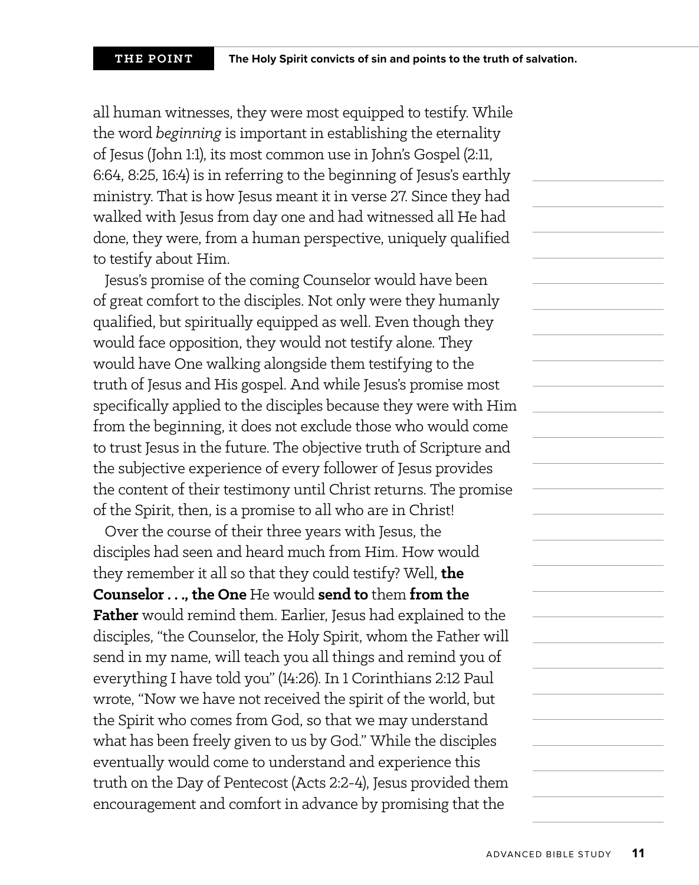**THE POINT** **The Holy Spirit convicts of sin and points to the truth of salvation.**

all human witnesses, they were most equipped to testify. While the word *beginning* is important in establishing the eternality of Jesus (John 1:1), its most common use in John's Gospel (2:11, 6:64, 8:25, 16:4) is in referring to the beginning of Jesus's earthly ministry. That is how Jesus meant it in verse 27. Since they had walked with Jesus from day one and had witnessed all He had done, they were, from a human perspective, uniquely qualified to testify about Him.

Jesus's promise of the coming Counselor would have been of great comfort to the disciples. Not only were they humanly qualified, but spiritually equipped as well. Even though they would face opposition, they would not testify alone. They would have One walking alongside them testifying to the truth of Jesus and His gospel. And while Jesus's promise most specifically applied to the disciples because they were with Him from the beginning, it does not exclude those who would come to trust Jesus in the future. The objective truth of Scripture and the subjective experience of every follower of Jesus provides the content of their testimony until Christ returns. The promise of the Spirit, then, is a promise to all who are in Christ!

Over the course of their three years with Jesus, the disciples had seen and heard much from Him. How would they remember it all so that they could testify? Well, **the Counselor . . ., the One** He would **send to** them **from the Father** would remind them. Earlier, Jesus had explained to the disciples, "the Counselor, the Holy Spirit, whom the Father will send in my name, will teach you all things and remind you of everything I have told you" (14:26). In 1 Corinthians 2:12 Paul wrote, "Now we have not received the spirit of the world, but the Spirit who comes from God, so that we may understand what has been freely given to us by God." While the disciples eventually would come to understand and experience this truth on the Day of Pentecost (Acts 2:2-4), Jesus provided them encouragement and comfort in advance by promising that the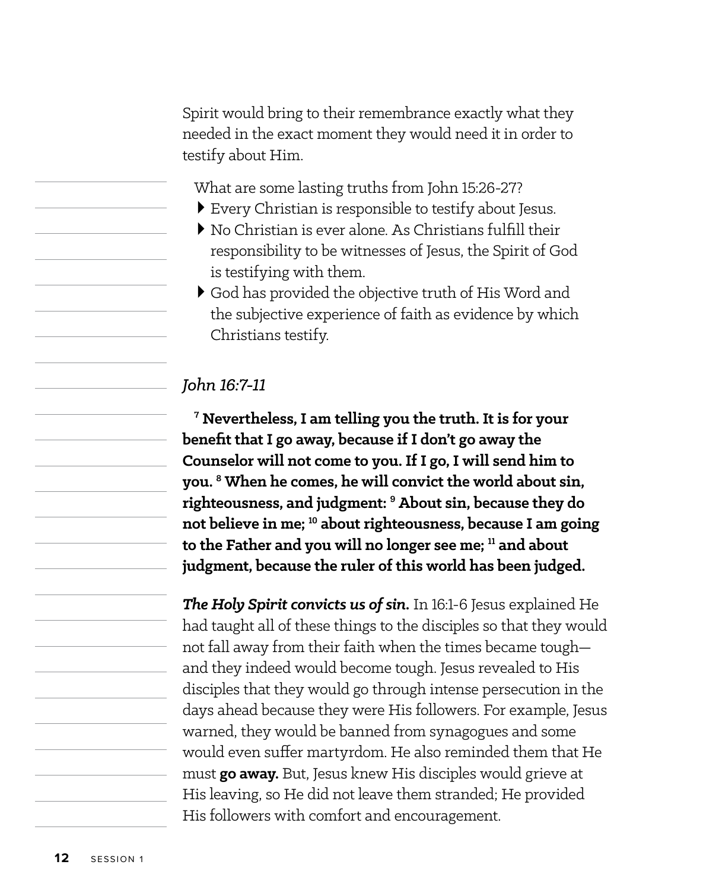Spirit would bring to their remembrance exactly what they needed in the exact moment they would need it in order to testify about Him.

What are some lasting truths from John 15:26-27?

- Every Christian is responsible to testify about Jesus.
- No Christian is ever alone. As Christians fulfill their responsibility to be witnesses of Jesus, the Spirit of God is testifying with them.
- God has provided the objective truth of His Word and the subjective experience of faith as evidence by which Christians testify.

*John 16:7-11*

**[7] Nevertheless, I am telling you the truth. It is for your benefit that I go away, because if I don't go away the Counselor will not come to you. If I go, I will send him to you. [8] When he comes, he will convict the world about sin, righteousness, and judgment: [9] About sin, because they do not believe in me; [10] about righteousness, because I am going to the Father and you will no longer see me; [11] and about judgment, because the ruler of this world has been judged.**

***The Holy Spirit convicts us of sin.*** In 16:1-6 Jesus explained He had taught all of these things to the disciples so that they would not fall away from their faith when the times became tough—and they indeed would become tough. Jesus revealed to His disciples that they would go through intense persecution in the days ahead because they were His followers. For example, Jesus warned, they would be banned from synagogues and some would even suffer martyrdom. He also reminded them that He must **go away.** But, Jesus knew His disciples would grieve at His leaving, so He did not leave them stranded; He provided His followers with comfort and encouragement.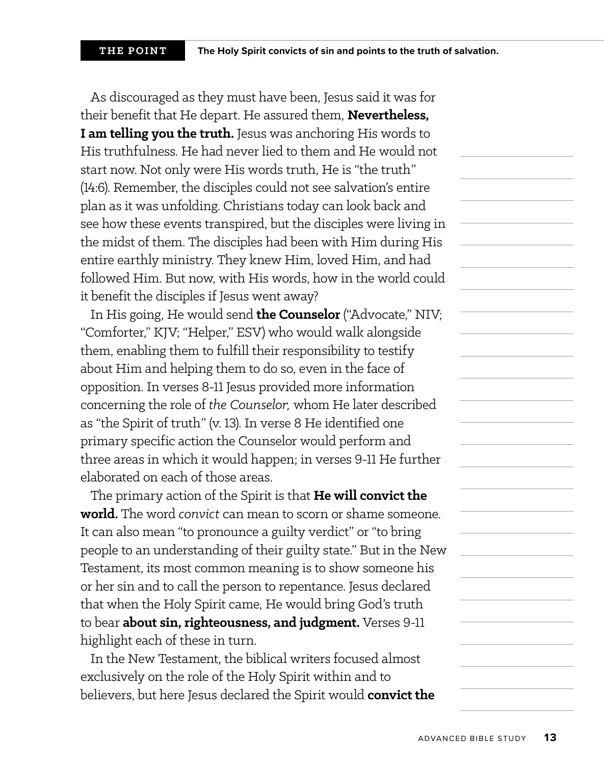**THE POINT** **The Holy Spirit convicts of sin and points to the truth of salvation.**

As discouraged as they must have been, Jesus said it was for their benefit that He depart. He assured them, **Nevertheless, I am telling you the truth.** Jesus was anchoring His words to His truthfulness. He had never lied to them and He would not start now. Not only were His words truth, He is "the truth" (14:6). Remember, the disciples could not see salvation's entire plan as it was unfolding. Christians today can look back and see how these events transpired, but the disciples were living in the midst of them. The disciples had been with Him during His entire earthly ministry. They knew Him, loved Him, and had followed Him. But now, with His words, how in the world could it benefit the disciples if Jesus went away?

In His going, He would send **the Counselor** ("Advocate," NIV; "Comforter," KJV; "Helper," ESV) who would walk alongside them, enabling them to fulfill their responsibility to testify about Him and helping them to do so, even in the face of opposition. In verses 8-11 Jesus provided more information concerning the role of *the Counselor,* whom He later described as "the Spirit of truth" (v. 13). In verse 8 He identified one primary specific action the Counselor would perform and three areas in which it would happen; in verses 9-11 He further elaborated on each of those areas.

The primary action of the Spirit is that **He will convict the world.** The word *convict* can mean to scorn or shame someone. It can also mean "to pronounce a guilty verdict" or "to bring people to an understanding of their guilty state." But in the New Testament, its most common meaning is to show someone his or her sin and to call the person to repentance. Jesus declared that when the Holy Spirit came, He would bring God's truth to bear **about sin, righteousness, and judgment.** Verses 9-11 highlight each of these in turn.

In the New Testament, the biblical writers focused almost exclusively on the role of the Holy Spirit within and to believers, but here Jesus declared the Spirit would **convict the**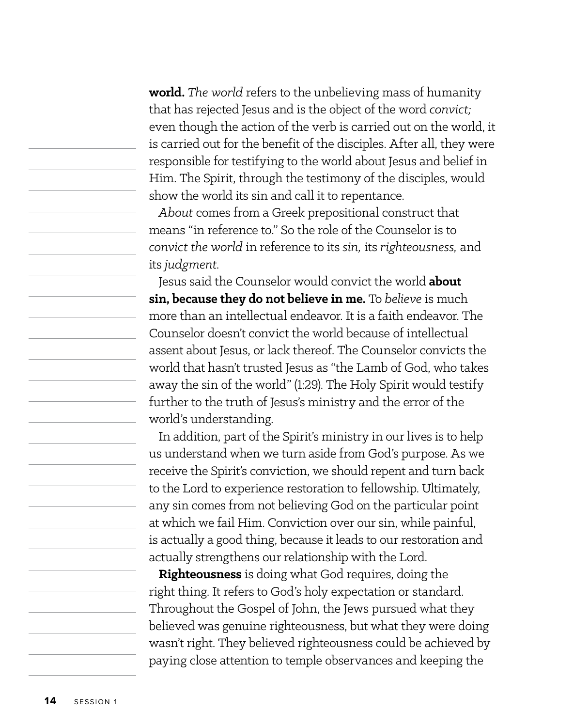**world.** *The world* refers to the unbelieving mass of humanity that has rejected Jesus and is the object of the word *convict;* even though the action of the verb is carried out on the world, it is carried out for the benefit of the disciples. After all, they were responsible for testifying to the world about Jesus and belief in Him. The Spirit, through the testimony of the disciples, would show the world its sin and call it to repentance.

*About* comes from a Greek prepositional construct that means "in reference to." So the role of the Counselor is to *convict the world* in reference to its *sin,* its *righteousness,* and its *judgment.*

Jesus said the Counselor would convict the world **about sin, because they do not believe in me.** To *believe* is much more than an intellectual endeavor. It is a faith endeavor. The Counselor doesn't convict the world because of intellectual assent about Jesus, or lack thereof. The Counselor convicts the world that hasn't trusted Jesus as "the Lamb of God, who takes away the sin of the world" (1:29). The Holy Spirit would testify further to the truth of Jesus's ministry and the error of the world's understanding.

In addition, part of the Spirit's ministry in our lives is to help us understand when we turn aside from God's purpose. As we receive the Spirit's conviction, we should repent and turn back to the Lord to experience restoration to fellowship. Ultimately, any sin comes from not believing God on the particular point at which we fail Him. Conviction over our sin, while painful, is actually a good thing, because it leads to our restoration and actually strengthens our relationship with the Lord.

**Righteousness** is doing what God requires, doing the right thing. It refers to God's holy expectation or standard. Throughout the Gospel of John, the Jews pursued what they believed was genuine righteousness, but what they were doing wasn't right. They believed righteousness could be achieved by paying close attention to temple observances and keeping the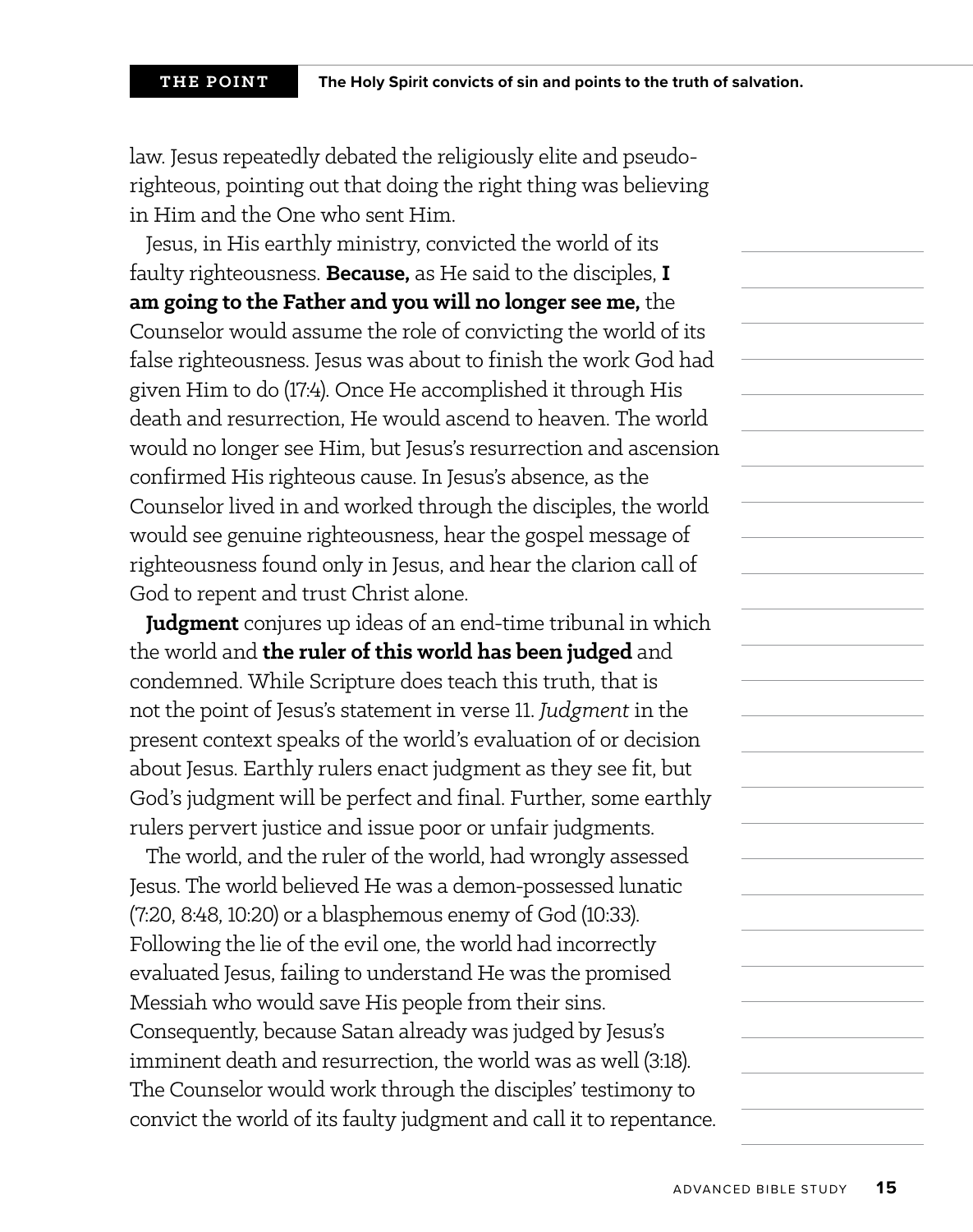law. Jesus repeatedly debated the religiously elite and pseudo-righteous, pointing out that doing the right thing was believing in Him and the One who sent Him.

Jesus, in His earthly ministry, convicted the world of its faulty righteousness. **Because,** as He said to the disciples, **I am going to the Father and you will no longer see me,** the Counselor would assume the role of convicting the world of its false righteousness. Jesus was about to finish the work God had given Him to do (17:4). Once He accomplished it through His death and resurrection, He would ascend to heaven. The world would no longer see Him, but Jesus's resurrection and ascension confirmed His righteous cause. In Jesus's absence, as the Counselor lived in and worked through the disciples, the world would see genuine righteousness, hear the gospel message of righteousness found only in Jesus, and hear the clarion call of God to repent and trust Christ alone.

**Judgment** conjures up ideas of an end-time tribunal in which the world and **the ruler of this world has been judged** and condemned. While Scripture does teach this truth, that is not the point of Jesus's statement in verse 11. *Judgment* in the present context speaks of the world's evaluation of or decision about Jesus. Earthly rulers enact judgment as they see fit, but God's judgment will be perfect and final. Further, some earthly rulers pervert justice and issue poor or unfair judgments.

The world, and the ruler of the world, had wrongly assessed Jesus. The world believed He was a demon-possessed lunatic (7:20, 8:48, 10:20) or a blasphemous enemy of God (10:33). Following the lie of the evil one, the world had incorrectly evaluated Jesus, failing to understand He was the promised Messiah who would save His people from their sins. Consequently, because Satan already was judged by Jesus's imminent death and resurrection, the world was as well (3:18). The Counselor would work through the disciples' testimony to convict the world of its faulty judgment and call it to repentance.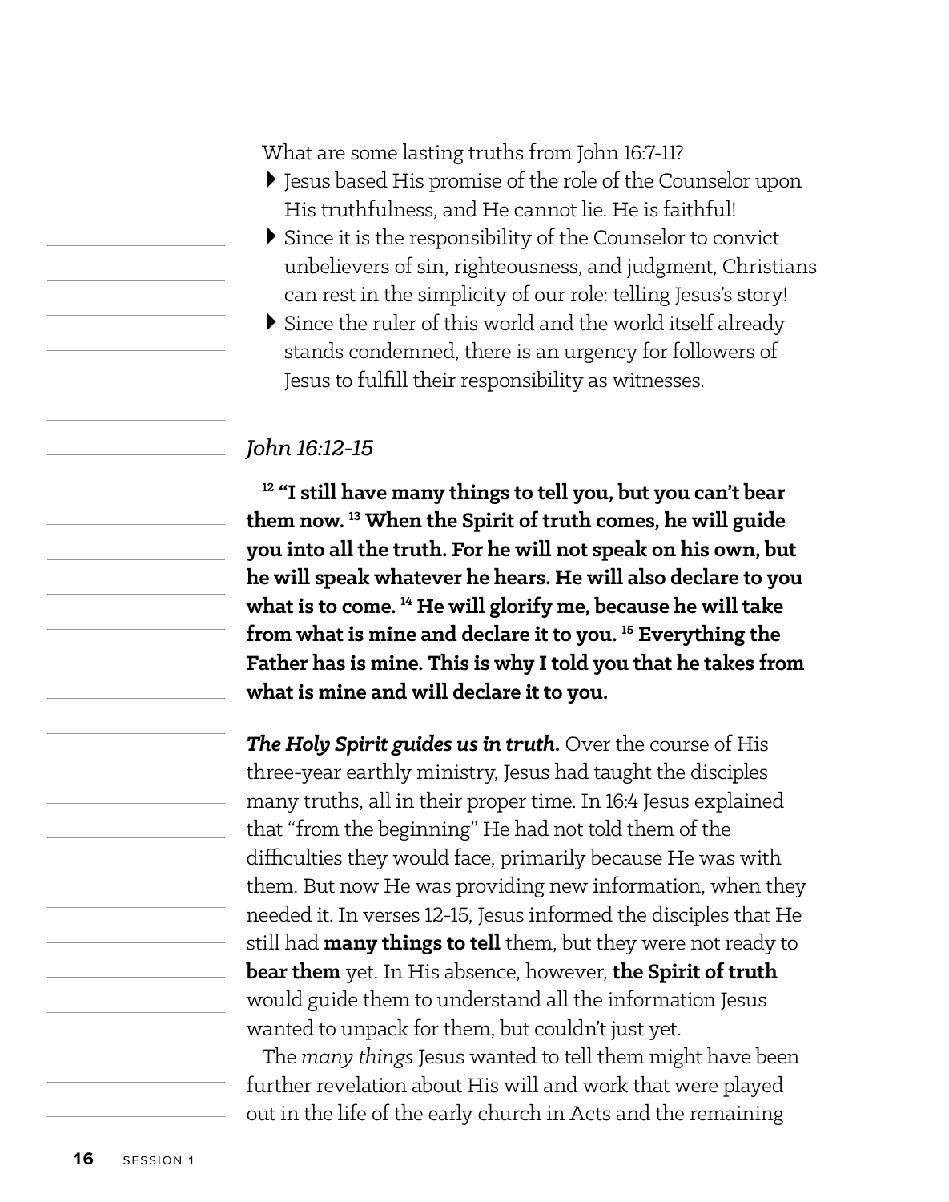What are some lasting truths from John 16:7-11?

- Jesus based His promise of the role of the Counselor upon His truthfulness, and He cannot lie. He is faithful!
- Since it is the responsibility of the Counselor to convict unbelievers of sin, righteousness, and judgment, Christians can rest in the simplicity of our role: telling Jesus's story!
- Since the ruler of this world and the world itself already stands condemned, there is an urgency for followers of Jesus to fulfill their responsibility as witnesses.

*John 16:12-15*

**12 "I still have many things to tell you, but you can't bear them now. 13 When the Spirit of truth comes, he will guide you into all the truth. For he will not speak on his own, but he will speak whatever he hears. He will also declare to you what is to come. 14 He will glorify me, because he will take from what is mine and declare it to you. 15 Everything the Father has is mine. This is why I told you that he takes from what is mine and will declare it to you.**

***The Holy Spirit guides us in truth.*** Over the course of His three-year earthly ministry, Jesus had taught the disciples many truths, all in their proper time. In 16:4 Jesus explained that "from the beginning" He had not told them of the difficulties they would face, primarily because He was with them. But now He was providing new information, when they needed it. In verses 12-15, Jesus informed the disciples that He still had **many things to tell** them, but they were not ready to **bear them** yet. In His absence, however, **the Spirit of truth** would guide them to understand all the information Jesus wanted to unpack for them, but couldn't just yet.

The *many things* Jesus wanted to tell them might have been further revelation about His will and work that were played out in the life of the early church in Acts and the remaining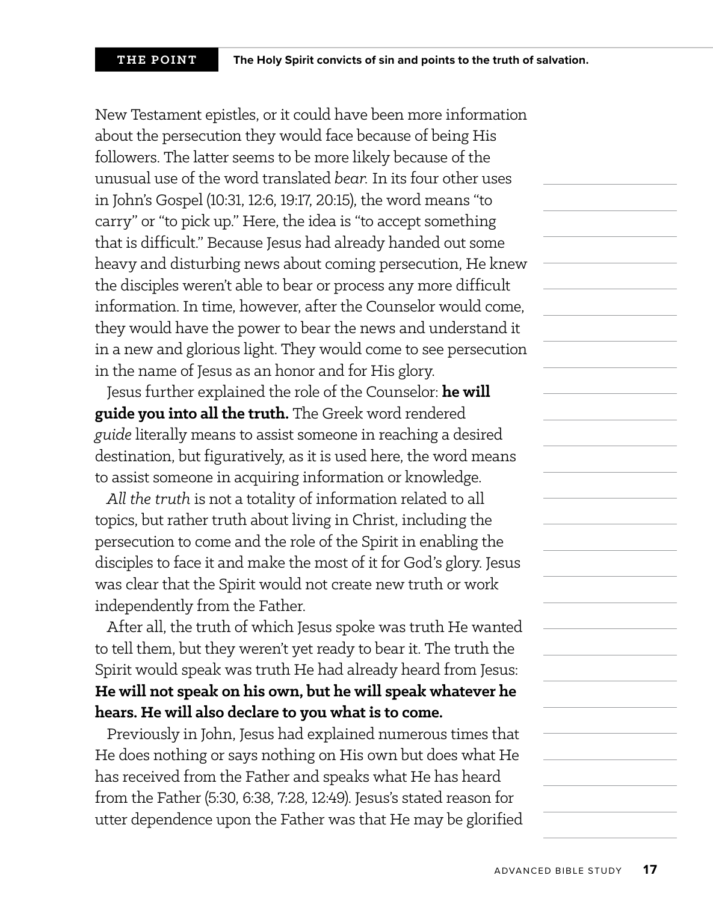New Testament epistles, or it could have been more information about the persecution they would face because of being His followers. The latter seems to be more likely because of the unusual use of the word translated *bear.* In its four other uses in John's Gospel (10:31, 12:6, 19:17, 20:15), the word means "to carry" or "to pick up." Here, the idea is "to accept something that is difficult." Because Jesus had already handed out some heavy and disturbing news about coming persecution, He knew the disciples weren't able to bear or process any more difficult information. In time, however, after the Counselor would come, they would have the power to bear the news and understand it in a new and glorious light. They would come to see persecution in the name of Jesus as an honor and for His glory.

Jesus further explained the role of the Counselor: **he will guide you into all the truth.** The Greek word rendered *guide* literally means to assist someone in reaching a desired destination, but figuratively, as it is used here, the word means to assist someone in acquiring information or knowledge.

*All the truth* is not a totality of information related to all topics, but rather truth about living in Christ, including the persecution to come and the role of the Spirit in enabling the disciples to face it and make the most of it for God's glory. Jesus was clear that the Spirit would not create new truth or work independently from the Father.

After all, the truth of which Jesus spoke was truth He wanted to tell them, but they weren't yet ready to bear it. The truth the Spirit would speak was truth He had already heard from Jesus: **He will not speak on his own, but he will speak whatever he hears. He will also declare to you what is to come.**

Previously in John, Jesus had explained numerous times that He does nothing or says nothing on His own but does what He has received from the Father and speaks what He has heard from the Father (5:30, 6:38, 7:28, 12:49). Jesus's stated reason for utter dependence upon the Father was that He may be glorified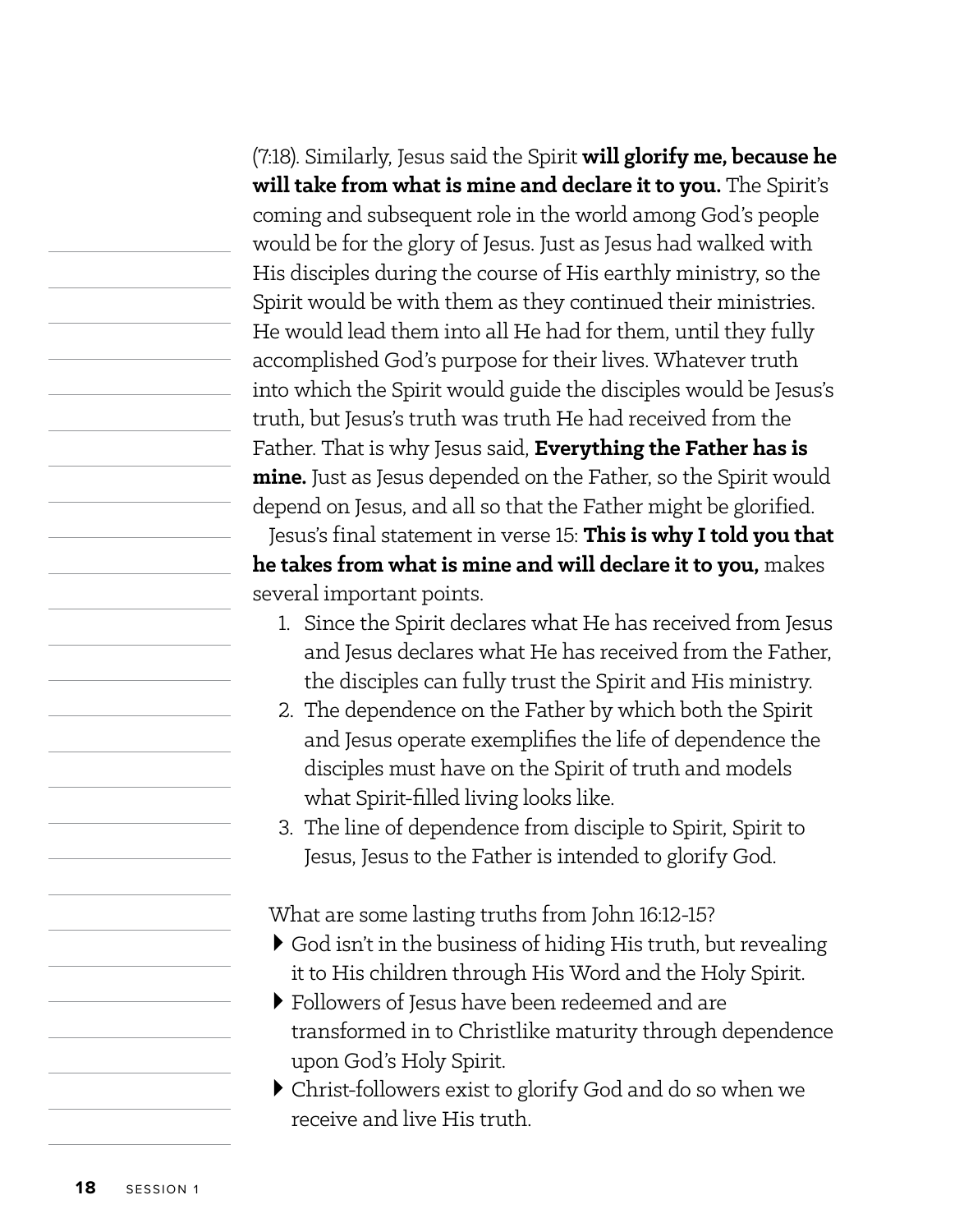(7:18). Similarly, Jesus said the Spirit **will glorify me, because he will take from what is mine and declare it to you.** The Spirit's coming and subsequent role in the world among God's people would be for the glory of Jesus. Just as Jesus had walked with His disciples during the course of His earthly ministry, so the Spirit would be with them as they continued their ministries. He would lead them into all He had for them, until they fully accomplished God's purpose for their lives. Whatever truth into which the Spirit would guide the disciples would be Jesus's truth, but Jesus's truth was truth He had received from the Father. That is why Jesus said, **Everything the Father has is mine.** Just as Jesus depended on the Father, so the Spirit would depend on Jesus, and all so that the Father might be glorified.

Jesus's final statement in verse 15: **This is why I told you that he takes from what is mine and will declare it to you,** makes several important points.

1. Since the Spirit declares what He has received from Jesus and Jesus declares what He has received from the Father, the disciples can fully trust the Spirit and His ministry.
2. The dependence on the Father by which both the Spirit and Jesus operate exemplifies the life of dependence the disciples must have on the Spirit of truth and models what Spirit-filled living looks like.
3. The line of dependence from disciple to Spirit, Spirit to Jesus, Jesus to the Father is intended to glorify God.

What are some lasting truths from John 16:12-15?

- God isn't in the business of hiding His truth, but revealing it to His children through His Word and the Holy Spirit.
- Followers of Jesus have been redeemed and are transformed in to Christlike maturity through dependence upon God's Holy Spirit.
- Christ-followers exist to glorify God and do so when we receive and live His truth.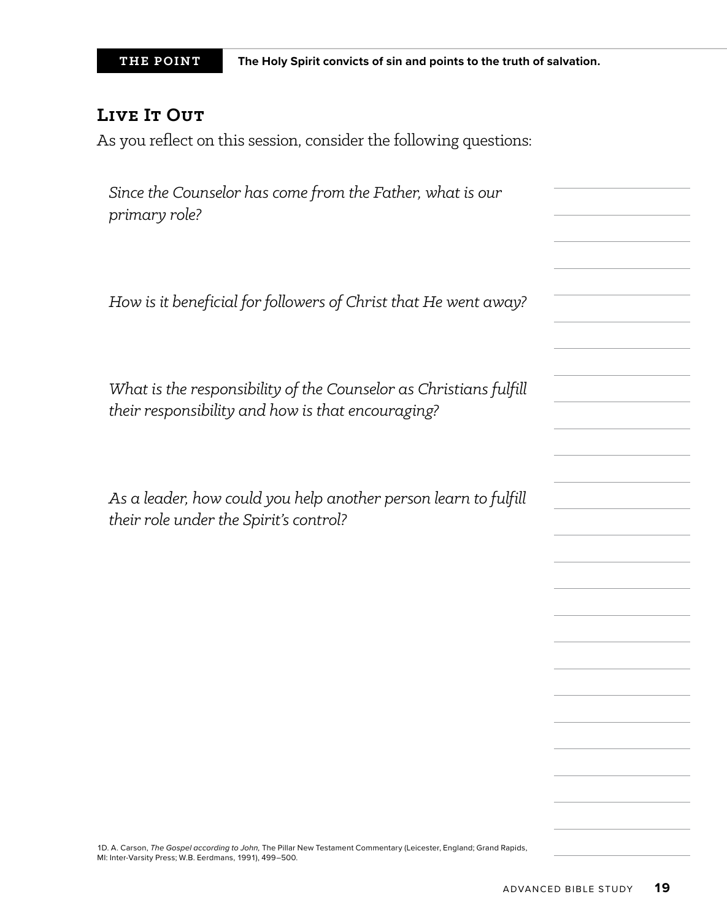**THE POINT** **The Holy Spirit convicts of sin and points to the truth of salvation.**

## Live It Out

As you reflect on this session, consider the following questions:

*Since the Counselor has come from the Father, what is our primary role?*

*How is it beneficial for followers of Christ that He went away?*

*What is the responsibility of the Counselor as Christians fulfill their responsibility and how is that encouraging?*

*As a leader, how could you help another person learn to fulfill their role under the Spirit's control?*

1D. A. Carson, *The Gospel according to John,* The Pillar New Testament Commentary (Leicester, England; Grand Rapids, MI: Inter-Varsity Press; W.B. Eerdmans, 1991), 499–500.